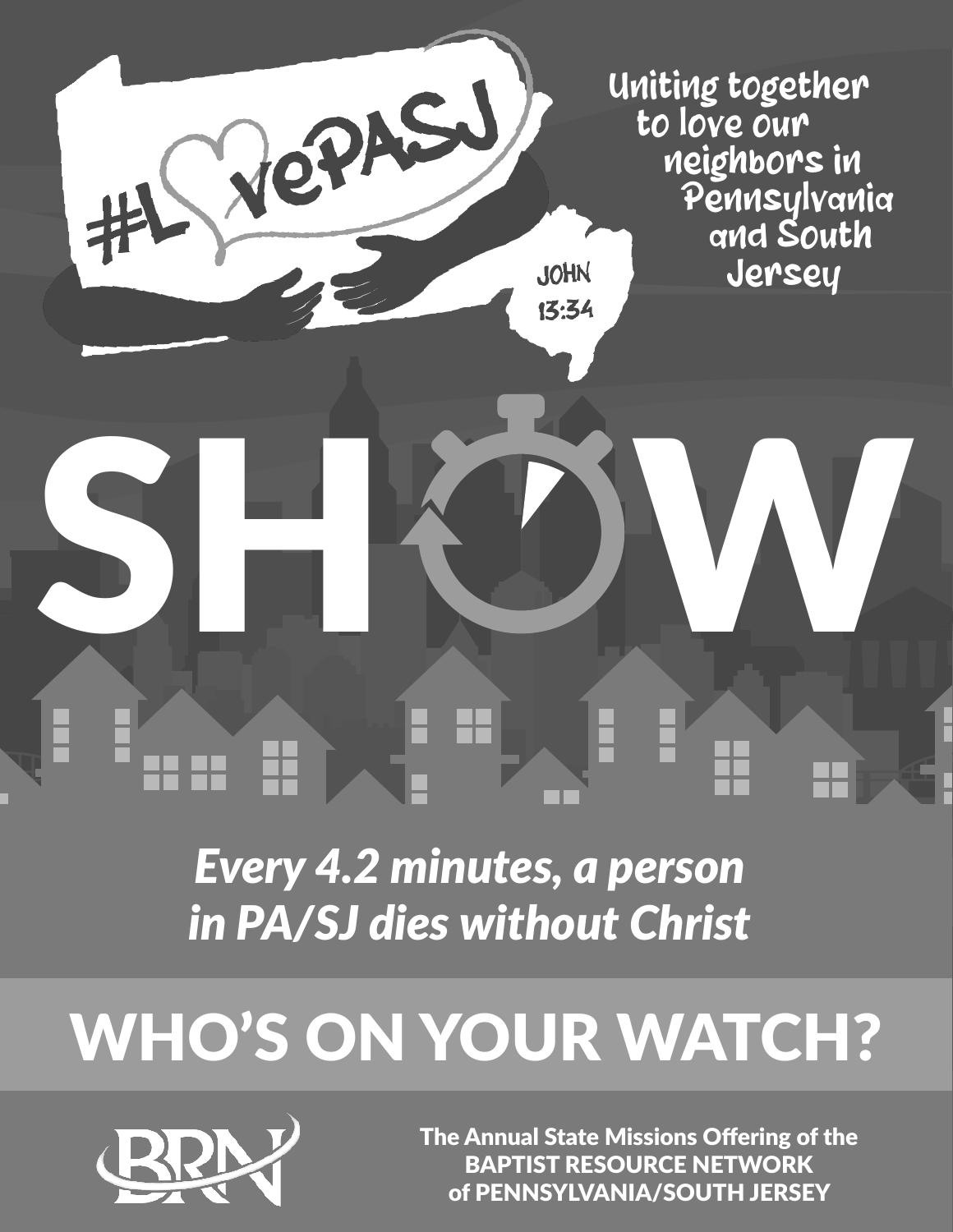#LovePASJ

JOHN 13:34

Uniting together to love our neighbors in Pennsylvania and South Jersey

# SHOW

*Every 4.2 minutes, a person in PA/SJ dies without Christ*

## WHO'S ON YOUR WATCH?

BRN

The Annual State Missions Offering of the BAPTIST RESOURCE NETWORK of PENNSYLVANIA/SOUTH JERSEY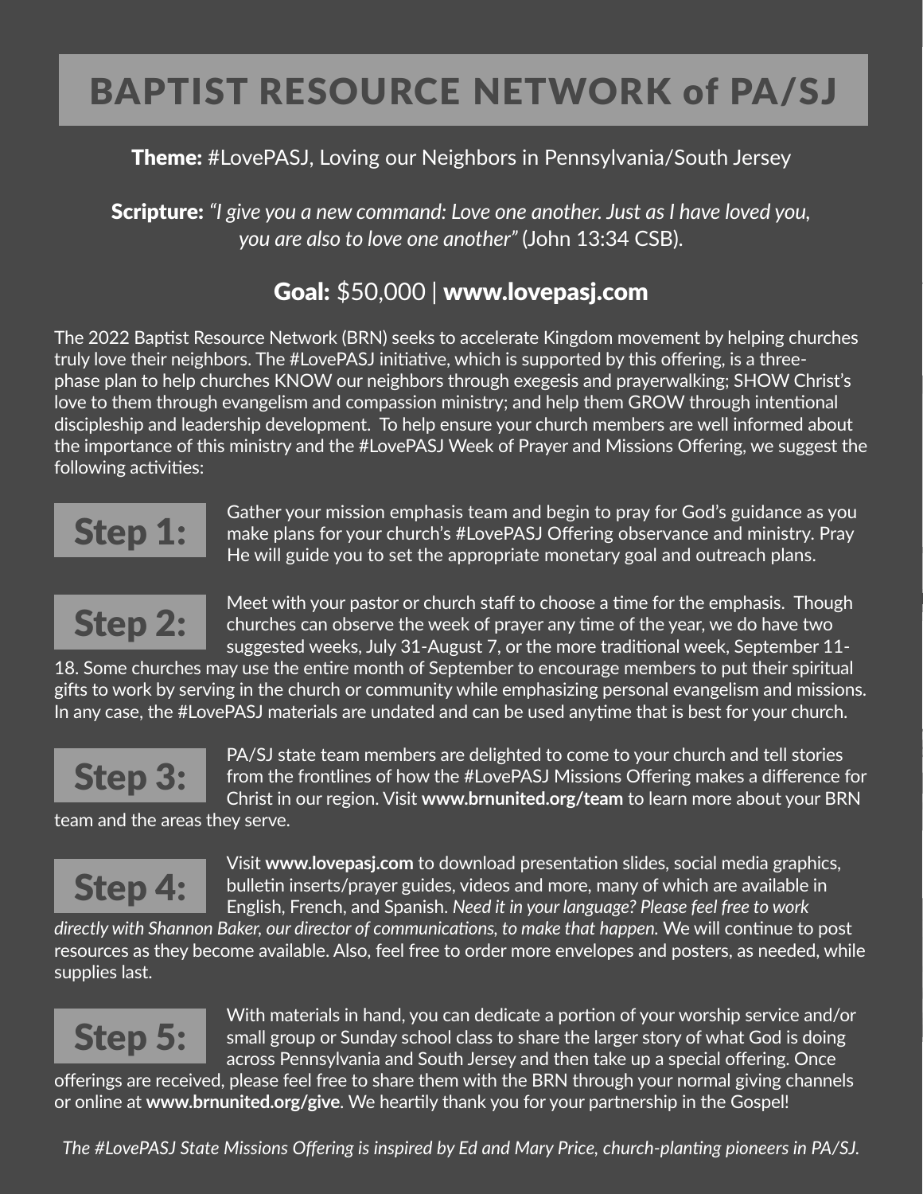# BAPTIST RESOURCE NETWORK of PA/SJ

**Theme:** #LovePASJ, Loving our Neighbors in Pennsylvania/South Jersey

**Scripture:** *"I give you a new command: Love one another. Just as I have loved you, you are also to love one another"* (John 13:34 CSB).

## Goal: $50,000 | www.lovepasj.com

The 2022 Baptist Resource Network (BRN) seeks to accelerate Kingdom movement by helping churches truly love their neighbors. The #LovePASJ initiative, which is supported by this offering, is a three-phase plan to help churches KNOW our neighbors through exegesis and prayerwalking; SHOW Christ's love to them through evangelism and compassion ministry; and help them GROW through intentional discipleship and leadership development. To help ensure your church members are well informed about the importance of this ministry and the #LovePASJ Week of Prayer and Missions Offering, we suggest the following activities:

**Step 1:** Gather your mission emphasis team and begin to pray for God's guidance as you make plans for your church's #LovePASJ Offering observance and ministry. Pray He will guide you to set the appropriate monetary goal and outreach plans.

**Step 2:** Meet with your pastor or church staff to choose a time for the emphasis. Though churches can observe the week of prayer any time of the year, we do have two suggested weeks, July 31-August 7, or the more traditional week, September 11-18. Some churches may use the entire month of September to encourage members to put their spiritual gifts to work by serving in the church or community while emphasizing personal evangelism and missions. In any case, the #LovePASJ materials are undated and can be used anytime that is best for your church.

**Step 3:** PA/SJ state team members are delighted to come to your church and tell stories from the frontlines of how the #LovePASJ Missions Offering makes a difference for Christ in our region. Visit **www.brnunited.org/team** to learn more about your BRN team and the areas they serve.

**Step 4:** Visit **www.lovepasj.com** to download presentation slides, social media graphics, bulletin inserts/prayer guides, videos and more, many of which are available in English, French, and Spanish. *Need it in your language? Please feel free to work directly with Shannon Baker, our director of communications, to make that happen.* We will continue to post resources as they become available. Also, feel free to order more envelopes and posters, as needed, while supplies last.

**Step 5:** With materials in hand, you can dedicate a portion of your worship service and/or small group or Sunday school class to share the larger story of what God is doing across Pennsylvania and South Jersey and then take up a special offering. Once offerings are received, please feel free to share them with the BRN through your normal giving channels or online at **www.brnunited.org/give**. We heartily thank you for your partnership in the Gospel!

*The #LovePASJ State Missions Offering is inspired by Ed and Mary Price, church-planting pioneers in PA/SJ.*